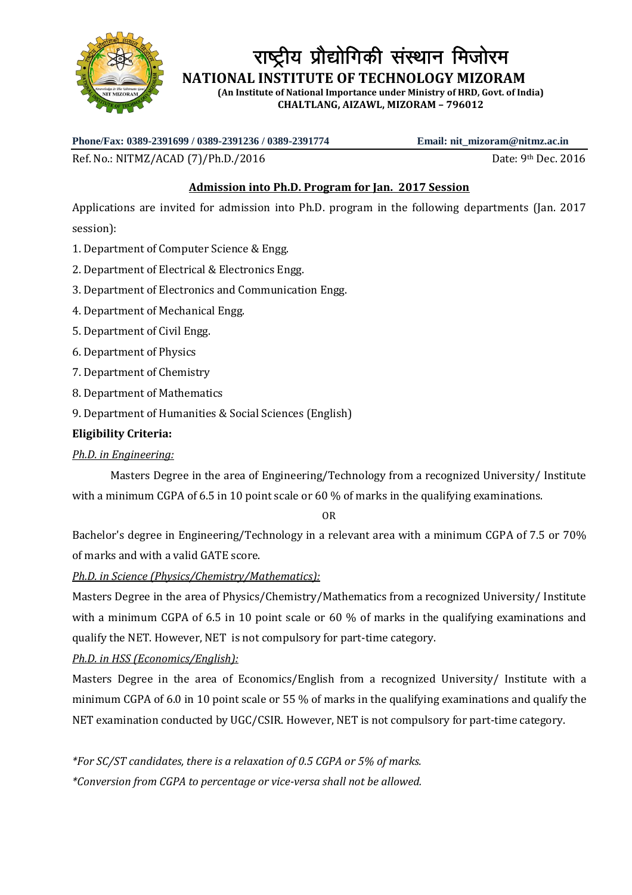# राष्ट्रीय प्रौद्योगिकी संस्थान मिजोरम

## NATIONAL INSTITUTE OF TECHNOLOGY MIZORAM

**(An Institute of National Importance under Ministry of HRD, Govt. of India)**
**CHALTLANG, AIZAWL, MIZORAM – 796012**

**Phone/Fax: 0389-2391699 / 0389-2391236 / 0389-2391774** **Email: nit_mizoram@nitmz.ac.in**

Ref. No.: NITMZ/ACAD (7)/Ph.D./2016 Date: 9th Dec. 2016

### Admission into Ph.D. Program for Jan. 2017 Session

Applications are invited for admission into Ph.D. program in the following departments (Jan. 2017 session):

1. Department of Computer Science & Engg.
2. Department of Electrical & Electronics Engg.
3. Department of Electronics and Communication Engg.
4. Department of Mechanical Engg.
5. Department of Civil Engg.
6. Department of Physics
7. Department of Chemistry
8. Department of Mathematics
9. Department of Humanities & Social Sciences (English)

**Eligibility Criteria:**

*Ph.D. in Engineering:*

Masters Degree in the area of Engineering/Technology from a recognized University/ Institute with a minimum CGPA of 6.5 in 10 point scale or 60 % of marks in the qualifying examinations.

OR

Bachelor's degree in Engineering/Technology in a relevant area with a minimum CGPA of 7.5 or 70% of marks and with a valid GATE score.

*Ph.D. in Science (Physics/Chemistry/Mathematics):*

Masters Degree in the area of Physics/Chemistry/Mathematics from a recognized University/ Institute with a minimum CGPA of 6.5 in 10 point scale or 60 % of marks in the qualifying examinations and qualify the NET. However, NET is not compulsory for part-time category.

*Ph.D. in HSS (Economics/English):*

Masters Degree in the area of Economics/English from a recognized University/ Institute with a minimum CGPA of 6.0 in 10 point scale or 55 % of marks in the qualifying examinations and qualify the NET examination conducted by UGC/CSIR. However, NET is not compulsory for part-time category.

*\*For SC/ST candidates, there is a relaxation of 0.5 CGPA or 5% of marks.*

*\*Conversion from CGPA to percentage or vice-versa shall not be allowed.*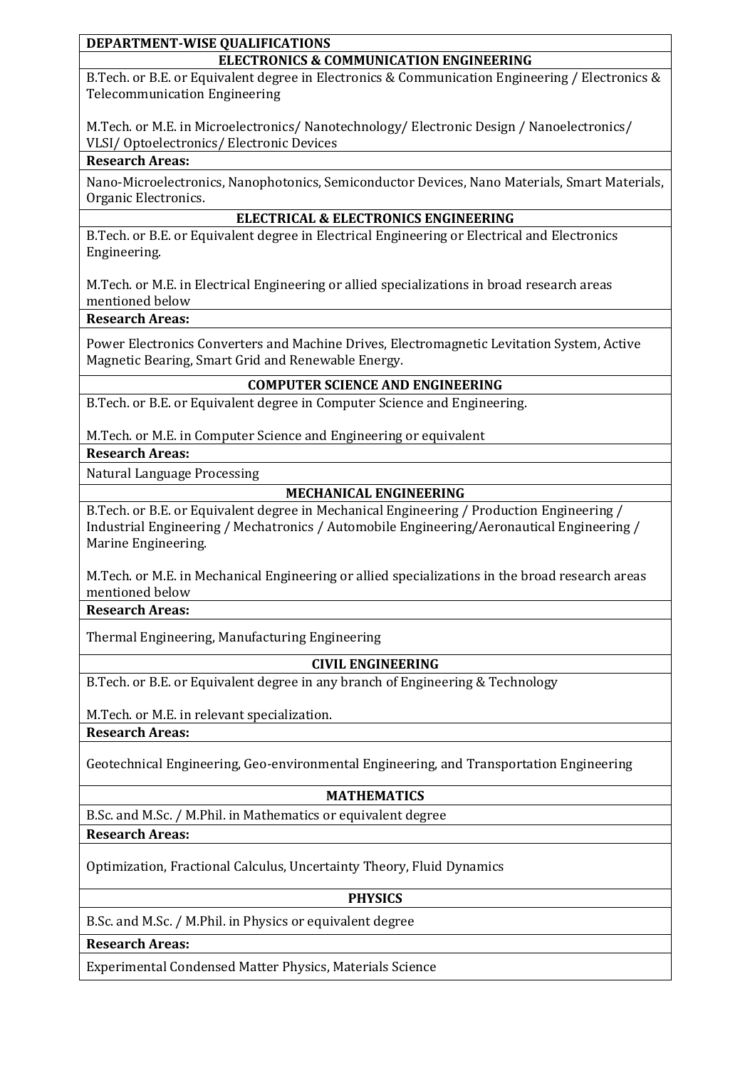## DEPARTMENT-WISE QUALIFICATIONS

### ELECTRONICS & COMMUNICATION ENGINEERING

B.Tech. or B.E. or Equivalent degree in Electronics & Communication Engineering / Electronics & Telecommunication Engineering

M.Tech. or M.E. in Microelectronics/ Nanotechnology/ Electronic Design / Nanoelectronics/ VLSI/ Optoelectronics/ Electronic Devices

**Research Areas:**

Nano-Microelectronics, Nanophotonics, Semiconductor Devices, Nano Materials, Smart Materials, Organic Electronics.

### ELECTRICAL & ELECTRONICS ENGINEERING

B.Tech. or B.E. or Equivalent degree in Electrical Engineering or Electrical and Electronics Engineering.

M.Tech. or M.E. in Electrical Engineering or allied specializations in broad research areas mentioned below

**Research Areas:**

Power Electronics Converters and Machine Drives, Electromagnetic Levitation System, Active Magnetic Bearing, Smart Grid and Renewable Energy.

### COMPUTER SCIENCE AND ENGINEERING

B.Tech. or B.E. or Equivalent degree in Computer Science and Engineering.

M.Tech. or M.E. in Computer Science and Engineering or equivalent

**Research Areas:**

Natural Language Processing

### MECHANICAL ENGINEERING

B.Tech. or B.E. or Equivalent degree in Mechanical Engineering / Production Engineering / Industrial Engineering / Mechatronics / Automobile Engineering/Aeronautical Engineering / Marine Engineering.

M.Tech. or M.E. in Mechanical Engineering or allied specializations in the broad research areas mentioned below

**Research Areas:**

Thermal Engineering, Manufacturing Engineering

### CIVIL ENGINEERING

B.Tech. or B.E. or Equivalent degree in any branch of Engineering & Technology

M.Tech. or M.E. in relevant specialization.

**Research Areas:**

Geotechnical Engineering, Geo-environmental Engineering, and Transportation Engineering

### MATHEMATICS

B.Sc. and M.Sc. / M.Phil. in Mathematics or equivalent degree

**Research Areas:**

Optimization, Fractional Calculus, Uncertainty Theory, Fluid Dynamics

### PHYSICS

B.Sc. and M.Sc. / M.Phil. in Physics or equivalent degree

**Research Areas:**

Experimental Condensed Matter Physics, Materials Science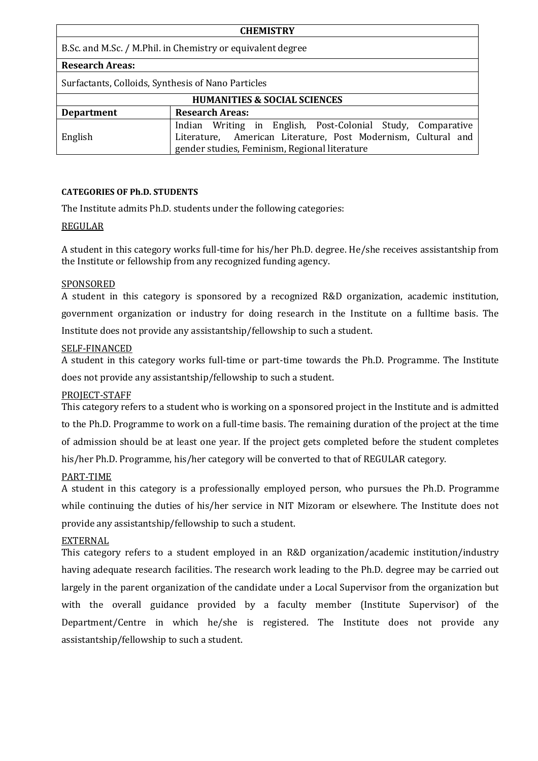| CHEMISTRY | |
|---|---|
| B.Sc. and M.Sc. / M.Phil. in Chemistry or equivalent degree | |
| **Research Areas:** | |
| Surfactants, Colloids, Synthesis of Nano Particles | |

| HUMANITIES & SOCIAL SCIENCES | |
|---|---|
| **Department** | **Research Areas:** |
| English | Indian Writing in English, Post-Colonial Study, Comparative Literature, American Literature, Post Modernism, Cultural and gender studies, Feminism, Regional literature |

**CATEGORIES OF Ph.D. STUDENTS**

The Institute admits Ph.D. students under the following categories:

REGULAR

A student in this category works full-time for his/her Ph.D. degree. He/she receives assistantship from the Institute or fellowship from any recognized funding agency.

SPONSORED

A student in this category is sponsored by a recognized R&D organization, academic institution, government organization or industry for doing research in the Institute on a fulltime basis. The Institute does not provide any assistantship/fellowship to such a student.

SELF-FINANCED

A student in this category works full-time or part-time towards the Ph.D. Programme. The Institute does not provide any assistantship/fellowship to such a student.

PROJECT-STAFF

This category refers to a student who is working on a sponsored project in the Institute and is admitted to the Ph.D. Programme to work on a full-time basis. The remaining duration of the project at the time of admission should be at least one year. If the project gets completed before the student completes his/her Ph.D. Programme, his/her category will be converted to that of REGULAR category.

PART-TIME

A student in this category is a professionally employed person, who pursues the Ph.D. Programme while continuing the duties of his/her service in NIT Mizoram or elsewhere. The Institute does not provide any assistantship/fellowship to such a student.

EXTERNAL

This category refers to a student employed in an R&D organization/academic institution/industry having adequate research facilities. The research work leading to the Ph.D. degree may be carried out largely in the parent organization of the candidate under a Local Supervisor from the organization but with the overall guidance provided by a faculty member (Institute Supervisor) of the Department/Centre in which he/she is registered. The Institute does not provide any assistantship/fellowship to such a student.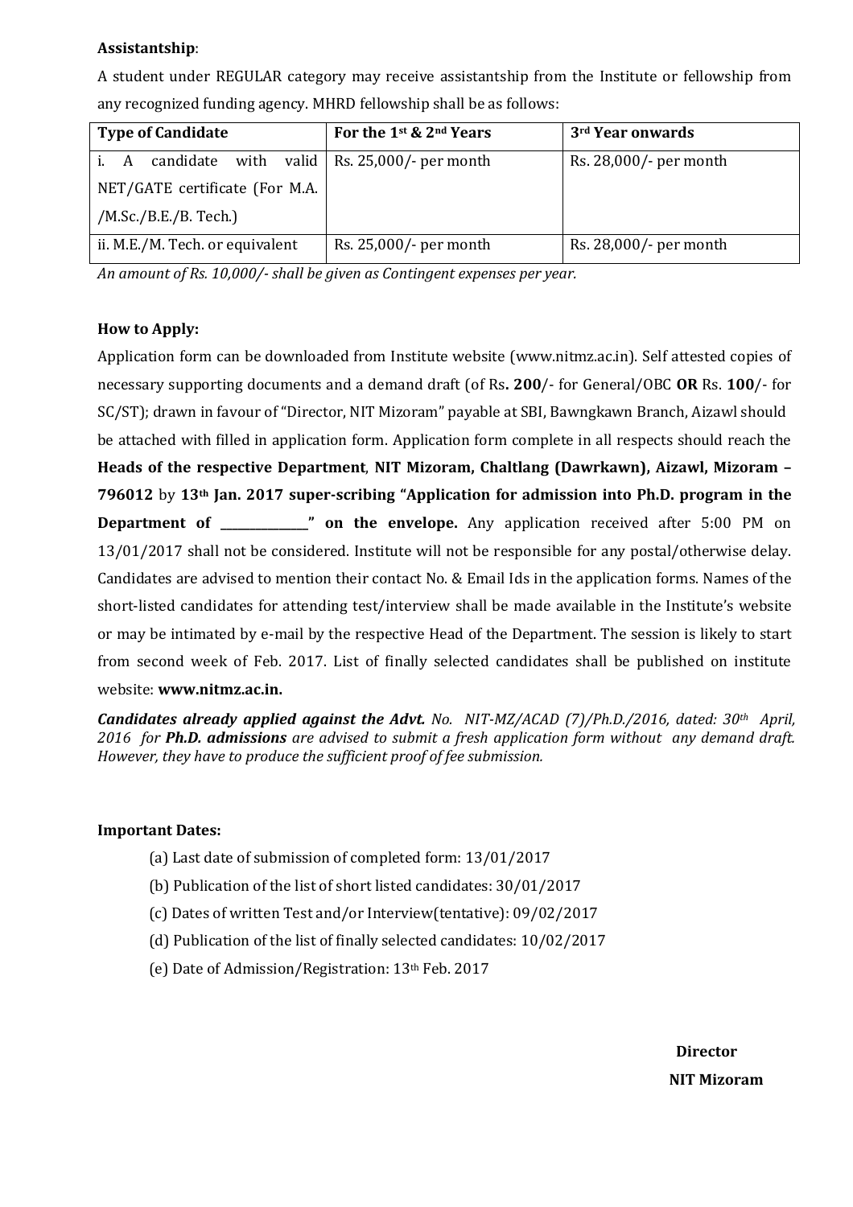**Assistantship**:

A student under REGULAR category may receive assistantship from the Institute or fellowship from any recognized funding agency. MHRD fellowship shall be as follows:

| **Type of Candidate** | **For the 1st & 2nd Years** | **3rd Year onwards** |
|---|---|---|
| i. A candidate with valid NET/GATE certificate (For M.A. /M.Sc./B.E./B. Tech.) | Rs. 25,000/- per month | Rs. 28,000/- per month |
| ii. M.E./M. Tech. or equivalent | Rs. 25,000/- per month | Rs. 28,000/- per month |

*An amount of Rs. 10,000/- shall be given as Contingent expenses per year.*

**How to Apply:**

Application form can be downloaded from Institute website (www.nitmz.ac.in). Self attested copies of necessary supporting documents and a demand draft (of Rs**. 200**/- for General/OBC **OR** Rs. **100**/- for SC/ST); drawn in favour of "Director, NIT Mizoram" payable at SBI, Bawngkawn Branch, Aizawl should be attached with filled in application form. Application form complete in all respects should reach the **Heads of the respective Department**, **NIT Mizoram, Chaltlang (Dawrkawn), Aizawl, Mizoram – 796012** by **13th Jan. 2017 super-scribing "Application for admission into Ph.D. program in the Department of ______________" on the envelope.** Any application received after 5:00 PM on 13/01/2017 shall not be considered. Institute will not be responsible for any postal/otherwise delay. Candidates are advised to mention their contact No. & Email Ids in the application forms. Names of the short-listed candidates for attending test/interview shall be made available in the Institute's website or may be intimated by e-mail by the respective Head of the Department. The session is likely to start from second week of Feb. 2017. List of finally selected candidates shall be published on institute website: **www.nitmz.ac.in.**

***Candidates already applied against the Advt.** No. NIT-MZ/ACAD (7)/Ph.D./2016, dated: 30th April, 2016 for **Ph.D. admissions** are advised to submit a fresh application form without any demand draft. However, they have to produce the sufficient proof of fee submission.*

**Important Dates:**

(a) Last date of submission of completed form: 13/01/2017

(b) Publication of the list of short listed candidates: 30/01/2017

(c) Dates of written Test and/or Interview(tentative): 09/02/2017

(d) Publication of the list of finally selected candidates: 10/02/2017

(e) Date of Admission/Registration: 13th Feb. 2017

**Director**

**NIT Mizoram**